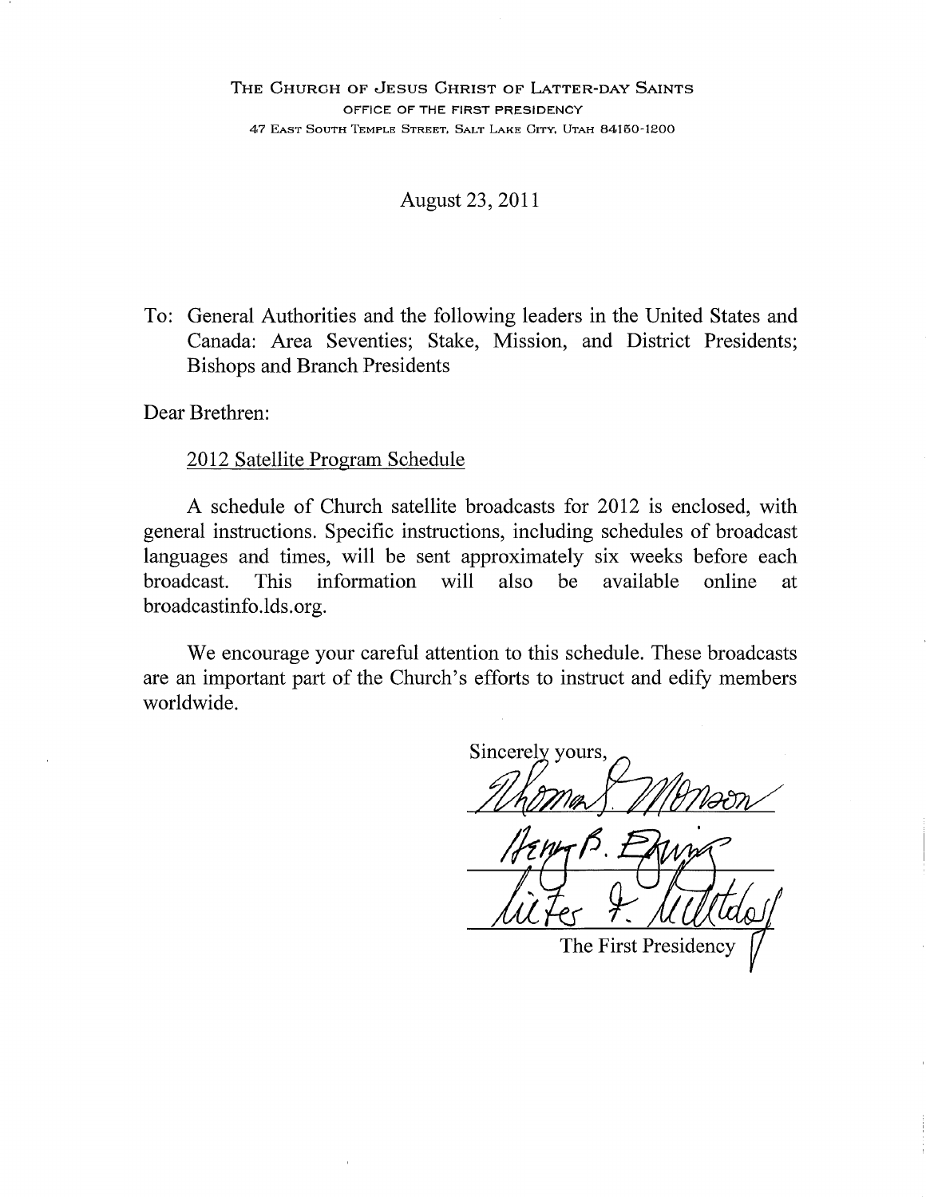THE CHURCH OF JESUS CHRIST OF LATTER-DAY SAINTS
OFFICE OF THE FIRST PRESIDENCY
47 EAST SOUTH TEMPLE STREET, SALT LAKE CITY, UTAH 84150-1200

August 23, 2011

To: General Authorities and the following leaders in the United States and Canada: Area Seventies; Stake, Mission, and District Presidents; Bishops and Branch Presidents

Dear Brethren:

2012 Satellite Program Schedule

A schedule of Church satellite broadcasts for 2012 is enclosed, with general instructions. Specific instructions, including schedules of broadcast languages and times, will be sent approximately six weeks before each broadcast. This information will also be available online at broadcastinfo.lds.org.

We encourage your careful attention to this schedule. These broadcasts are an important part of the Church's efforts to instruct and edify members worldwide.

Sincerely yours,

Thomas S. Monson
Henry B. Eyring
Dieter F. Uchtdorf

The First Presidency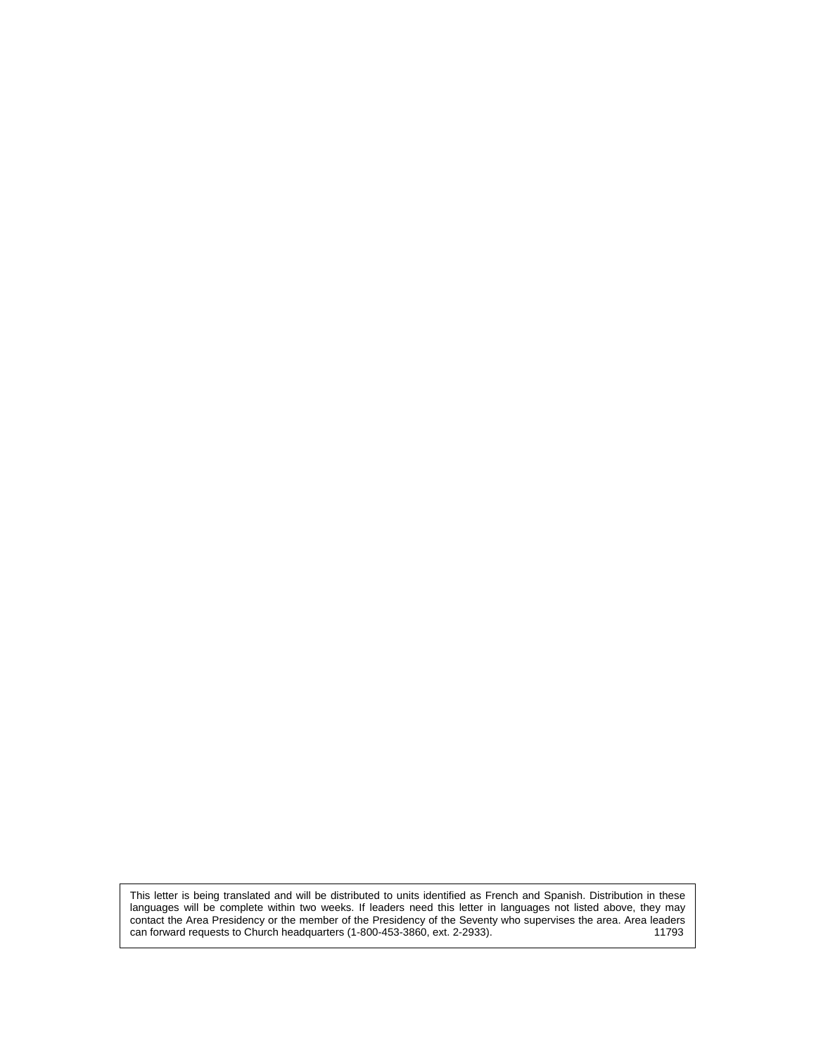This letter is being translated and will be distributed to units identified as French and Spanish. Distribution in these languages will be complete within two weeks. If leaders need this letter in languages not listed above, they may contact the Area Presidency or the member of the Presidency of the Seventy who supervises the area. Area leaders can forward requests to Church headquarters (1-800-453-3860, ext. 2-2933). 11793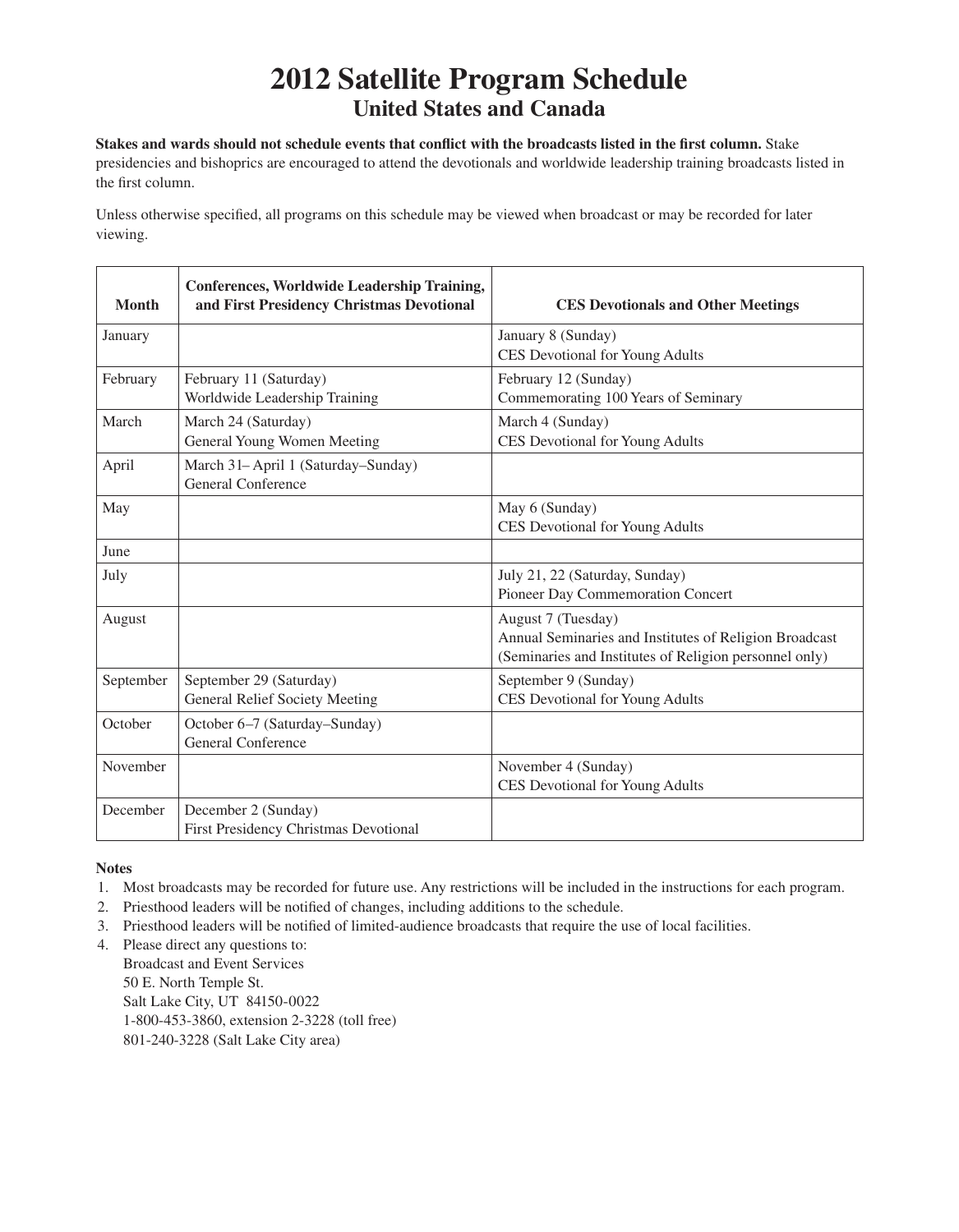# 2012 Satellite Program Schedule
## United States and Canada

**Stakes and wards should not schedule events that conflict with the broadcasts listed in the first column.** Stake presidencies and bishoprics are encouraged to attend the devotionals and worldwide leadership training broadcasts listed in the first column.

Unless otherwise specified, all programs on this schedule may be viewed when broadcast or may be recorded for later viewing.

| Month | Conferences, Worldwide Leadership Training, and First Presidency Christmas Devotional | CES Devotionals and Other Meetings |
|---|---|---|
| January | | January 8 (Sunday)<br>CES Devotional for Young Adults |
| February | February 11 (Saturday)<br>Worldwide Leadership Training | February 12 (Sunday)<br>Commemorating 100 Years of Seminary |
| March | March 24 (Saturday)<br>General Young Women Meeting | March 4 (Sunday)<br>CES Devotional for Young Adults |
| April | March 31– April 1 (Saturday–Sunday)<br>General Conference | |
| May | | May 6 (Sunday)<br>CES Devotional for Young Adults |
| June | | |
| July | | July 21, 22 (Saturday, Sunday)<br>Pioneer Day Commemoration Concert |
| August | | August 7 (Tuesday)<br>Annual Seminaries and Institutes of Religion Broadcast (Seminaries and Institutes of Religion personnel only) |
| September | September 29 (Saturday)<br>General Relief Society Meeting | September 9 (Sunday)<br>CES Devotional for Young Adults |
| October | October 6–7 (Saturday–Sunday)<br>General Conference | |
| November | | November 4 (Sunday)<br>CES Devotional for Young Adults |
| December | December 2 (Sunday)<br>First Presidency Christmas Devotional | |

**Notes**

1. Most broadcasts may be recorded for future use. Any restrictions will be included in the instructions for each program.
2. Priesthood leaders will be notified of changes, including additions to the schedule.
3. Priesthood leaders will be notified of limited-audience broadcasts that require the use of local facilities.
4. Please direct any questions to:
   Broadcast and Event Services
   50 E. North Temple St.
   Salt Lake City, UT 84150-0022
   1-800-453-3860, extension 2-3228 (toll free)
   801-240-3228 (Salt Lake City area)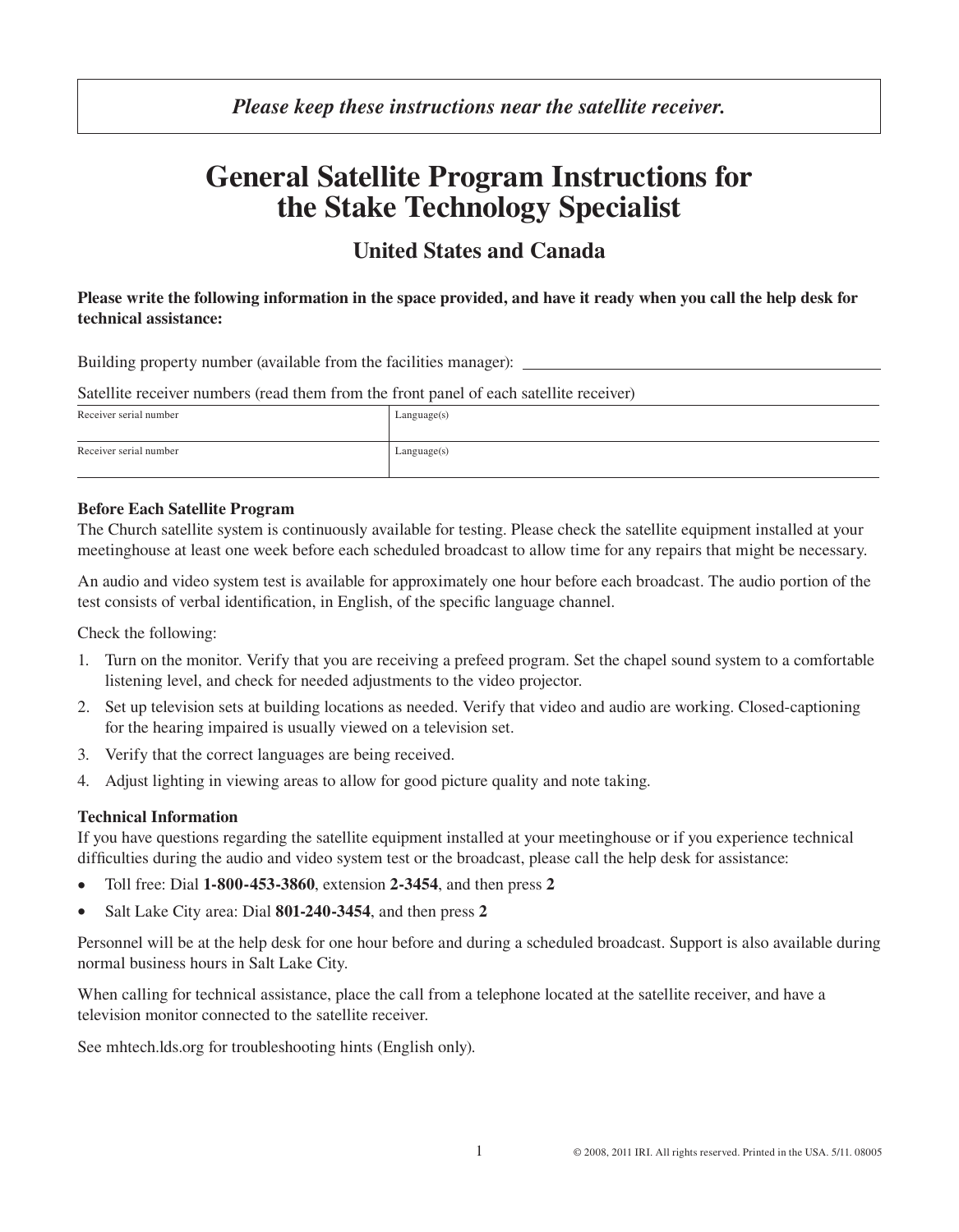*Please keep these instructions near the satellite receiver.*

# General Satellite Program Instructions for the Stake Technology Specialist

## United States and Canada

**Please write the following information in the space provided, and have it ready when you call the help desk for technical assistance:**

Building property number (available from the facilities manager): ____________________

Satellite receiver numbers (read them from the front panel of each satellite receiver)

| Receiver serial number | Language(s) |
|---|---|
| Receiver serial number | Language(s) |

**Before Each Satellite Program**

The Church satellite system is continuously available for testing. Please check the satellite equipment installed at your meetinghouse at least one week before each scheduled broadcast to allow time for any repairs that might be necessary.

An audio and video system test is available for approximately one hour before each broadcast. The audio portion of the test consists of verbal identification, in English, of the specific language channel.

Check the following:

1. Turn on the monitor. Verify that you are receiving a prefeed program. Set the chapel sound system to a comfortable listening level, and check for needed adjustments to the video projector.
2. Set up television sets at building locations as needed. Verify that video and audio are working. Closed-captioning for the hearing impaired is usually viewed on a television set.
3. Verify that the correct languages are being received.
4. Adjust lighting in viewing areas to allow for good picture quality and note taking.

**Technical Information**

If you have questions regarding the satellite equipment installed at your meetinghouse or if you experience technical difficulties during the audio and video system test or the broadcast, please call the help desk for assistance:

- Toll free: Dial **1-800-453-3860**, extension **2-3454**, and then press **2**
- Salt Lake City area: Dial **801-240-3454**, and then press **2**

Personnel will be at the help desk for one hour before and during a scheduled broadcast. Support is also available during normal business hours in Salt Lake City.

When calling for technical assistance, place the call from a telephone located at the satellite receiver, and have a television monitor connected to the satellite receiver.

See mhtech.lds.org for troubleshooting hints (English only).

© 2008, 2011 IRI. All rights reserved. Printed in the USA. 5/11. 08005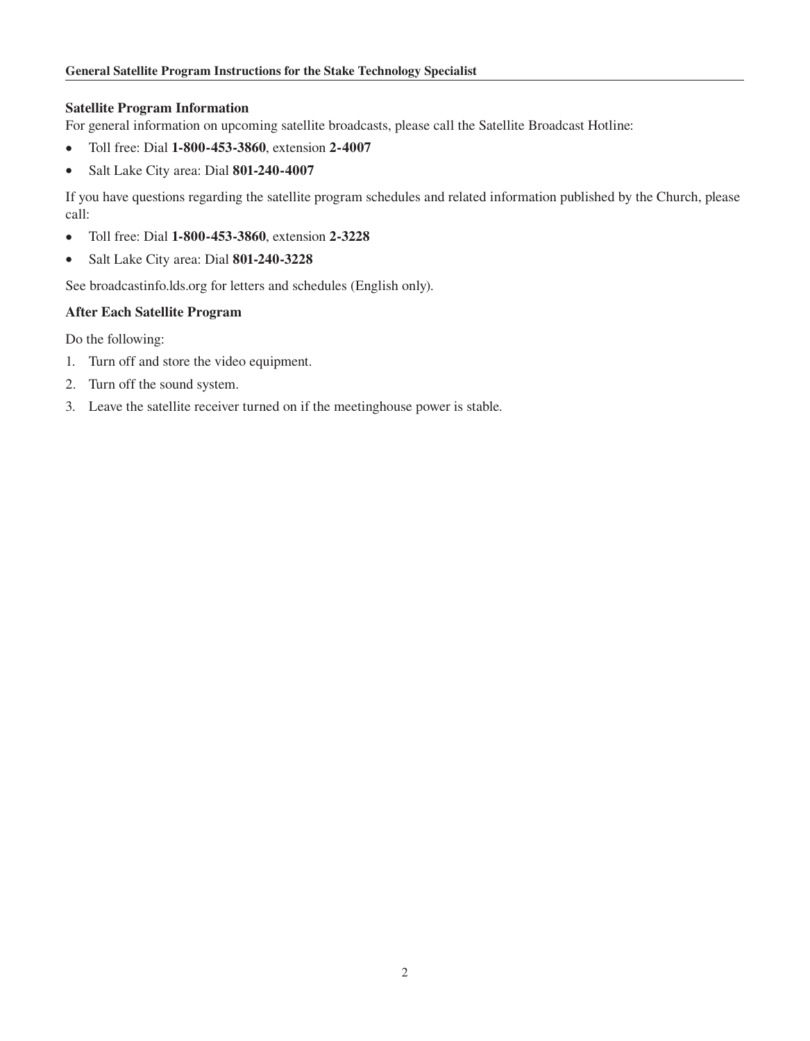## Satellite Program Information

For general information on upcoming satellite broadcasts, please call the Satellite Broadcast Hotline:

- Toll free: Dial **1-800-453-3860**, extension **2-4007**
- Salt Lake City area: Dial **801-240-4007**

If you have questions regarding the satellite program schedules and related information published by the Church, please call:

- Toll free: Dial **1-800-453-3860**, extension **2-3228**
- Salt Lake City area: Dial **801-240-3228**

See broadcastinfo.lds.org for letters and schedules (English only).

## After Each Satellite Program

Do the following:

1. Turn off and store the video equipment.
2. Turn off the sound system.
3. Leave the satellite receiver turned on if the meetinghouse power is stable.